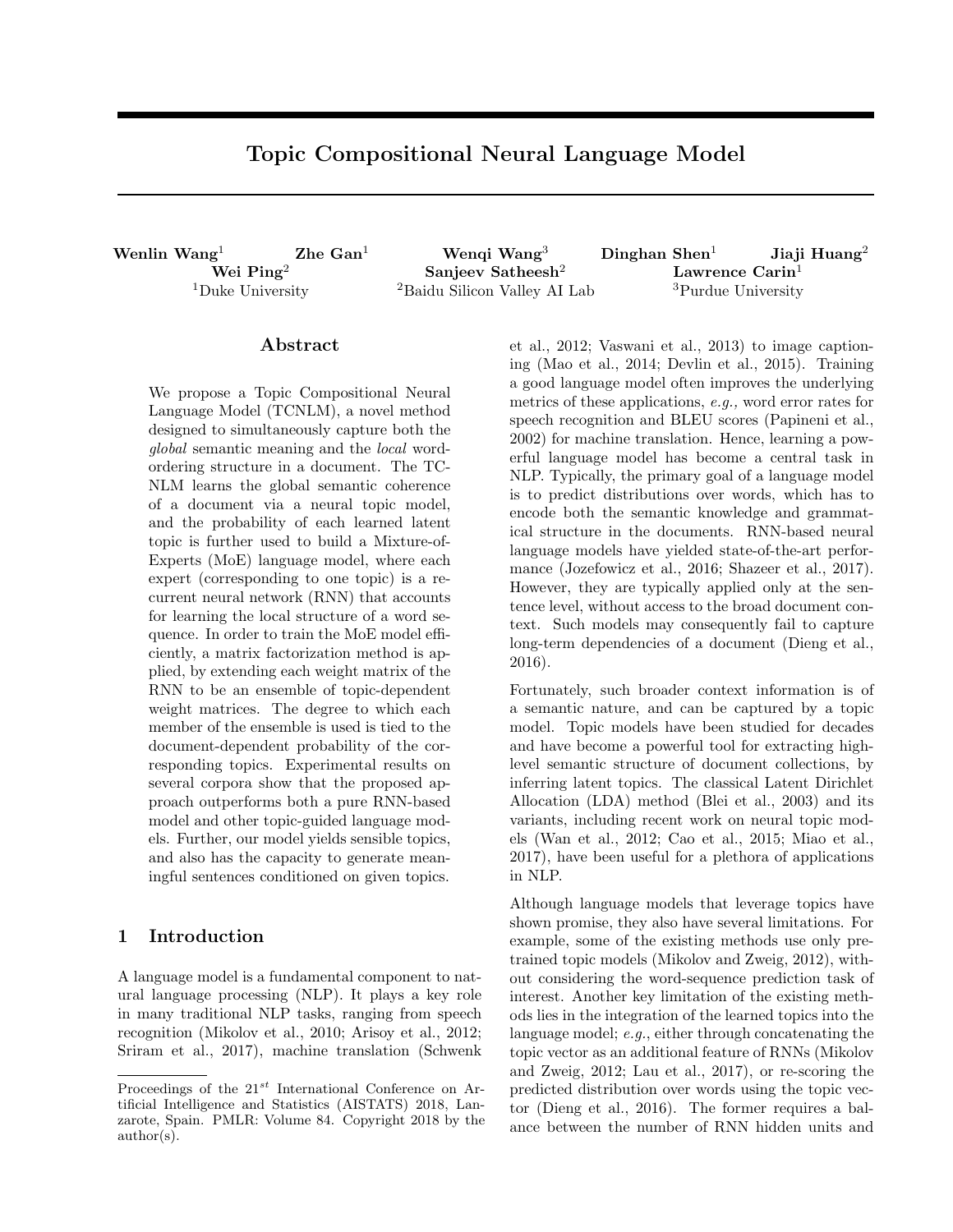# Topic Compositional Neural Language Model

**Wenlin Wang**[1] **Zhe Gan**[1] **Wenqi Wang**[3] **Dinghan Shen**[1] **Jiaji Huang**[2] **Wei Ping**[2] **Sanjeev Satheesh**[2] **Lawrence Carin**[1]

[1]Duke University [2]Baidu Silicon Valley AI Lab [3]Purdue University

## Abstract

We propose a Topic Compositional Neural Language Model (TCNLM), a novel method designed to simultaneously capture both the *global* semantic meaning and the *local* word-ordering structure in a document. The TCNLM learns the global semantic coherence of a document via a neural topic model, and the probability of each learned latent topic is further used to build a Mixture-of-Experts (MoE) language model, where each expert (corresponding to one topic) is a recurrent neural network (RNN) that accounts for learning the local structure of a word sequence. In order to train the MoE model efficiently, a matrix factorization method is applied, by extending each weight matrix of the RNN to be an ensemble of topic-dependent weight matrices. The degree to which each member of the ensemble is used is tied to the document-dependent probability of the corresponding topics. Experimental results on several corpora show that the proposed approach outperforms both a pure RNN-based model and other topic-guided language models. Further, our model yields sensible topics, and also has the capacity to generate meaningful sentences conditioned on given topics.

## 1 Introduction

A language model is a fundamental component to natural language processing (NLP). It plays a key role in many traditional NLP tasks, ranging from speech recognition (Mikolov et al., 2010; Arisoy et al., 2012; Sriram et al., 2017), machine translation (Schwenk et al., 2012; Vaswani et al., 2013) to image captioning (Mao et al., 2014; Devlin et al., 2015). Training a good language model often improves the underlying metrics of these applications, *e.g.,* word error rates for speech recognition and BLEU scores (Papineni et al., 2002) for machine translation. Hence, learning a powerful language model has become a central task in NLP. Typically, the primary goal of a language model is to predict distributions over words, which has to encode both the semantic knowledge and grammatical structure in the documents. RNN-based neural language models have yielded state-of-the-art performance (Jozefowicz et al., 2016; Shazeer et al., 2017). However, they are typically applied only at the sentence level, without access to the broad document context. Such models may consequently fail to capture long-term dependencies of a document (Dieng et al., 2016).

Fortunately, such broader context information is of a semantic nature, and can be captured by a topic model. Topic models have been studied for decades and have become a powerful tool for extracting high-level semantic structure of document collections, by inferring latent topics. The classical Latent Dirichlet Allocation (LDA) method (Blei et al., 2003) and its variants, including recent work on neural topic models (Wan et al., 2012; Cao et al., 2015; Miao et al., 2017), have been useful for a plethora of applications in NLP.

Although language models that leverage topics have shown promise, they also have several limitations. For example, some of the existing methods use only pretrained topic models (Mikolov and Zweig, 2012), without considering the word-sequence prediction task of interest. Another key limitation of the existing methods lies in the integration of the learned topics into the language model; *e.g.*, either through concatenating the topic vector as an additional feature of RNNs (Mikolov and Zweig, 2012; Lau et al., 2017), or re-scoring the predicted distribution over words using the topic vector (Dieng et al., 2016). The former requires a balance between the number of RNN hidden units and

Proceedings of the 21[st] International Conference on Artificial Intelligence and Statistics (AISTATS) 2018, Lanzarote, Spain. PMLR: Volume 84. Copyright 2018 by the author(s).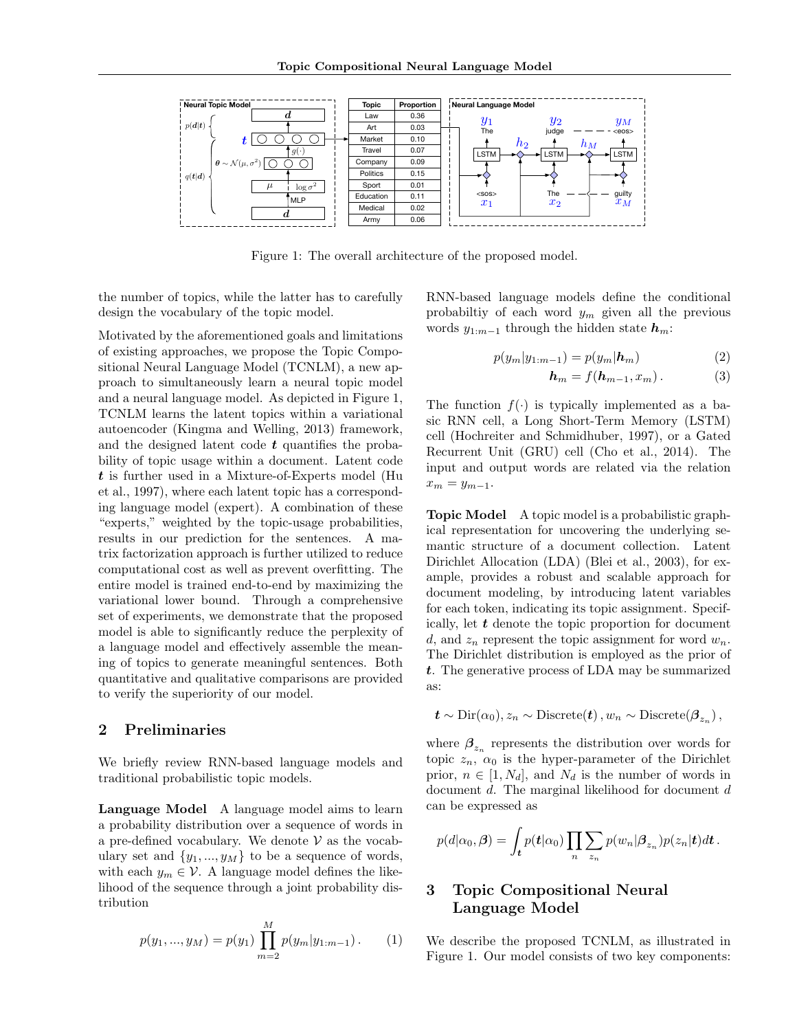Figure 1: The overall architecture of the proposed model.

the number of topics, while the latter has to carefully design the vocabulary of the topic model.

Motivated by the aforementioned goals and limitations of existing approaches, we propose the Topic Compositional Neural Language Model (TCNLM), a new approach to simultaneously learn a neural topic model and a neural language model. As depicted in Figure 1, TCNLM learns the latent topics within a variational autoencoder (Kingma and Welling, 2013) framework, and the designed latent code $\boldsymbol{t}$ quantifies the probability of topic usage within a document. Latent code $\boldsymbol{t}$ is further used in a Mixture-of-Experts model (Hu et al., 1997), where each latent topic has a corresponding language model (expert). A combination of these "experts," weighted by the topic-usage probabilities, results in our prediction for the sentences. A matrix factorization approach is further utilized to reduce computational cost as well as prevent overfitting. The entire model is trained end-to-end by maximizing the variational lower bound. Through a comprehensive set of experiments, we demonstrate that the proposed model is able to significantly reduce the perplexity of a language model and effectively assemble the meaning of topics to generate meaningful sentences. Both quantitative and qualitative comparisons are provided to verify the superiority of our model.

## 2 Preliminaries

We briefly review RNN-based language models and traditional probabilistic topic models.

**Language Model** A language model aims to learn a probability distribution over a sequence of words in a pre-defined vocabulary. We denote $\mathcal{V}$ as the vocabulary set and $\{y_1, ..., y_M\}$ to be a sequence of words, with each $y_m \in \mathcal{V}$. A language model defines the likelihood of the sequence through a joint probability distribution

$$p(y_1, ..., y_M) = p(y_1) \prod_{m=2}^{M} p(y_m | y_{1:m-1}) \,. \tag{1}$$

RNN-based language models define the conditional probabiltiy of each word $y_m$ given all the previous words $y_{1:m-1}$ through the hidden state $\boldsymbol{h}_m$:

$$p(y_m | y_{1:m-1}) = p(y_m | \boldsymbol{h}_m) \tag{2}$$

$$\boldsymbol{h}_m = f(\boldsymbol{h}_{m-1}, x_m) \,. \tag{3}$$

The function $f(\cdot)$ is typically implemented as a basic RNN cell, a Long Short-Term Memory (LSTM) cell (Hochreiter and Schmidhuber, 1997), or a Gated Recurrent Unit (GRU) cell (Cho et al., 2014). The input and output words are related via the relation $x_m = y_{m-1}$.

**Topic Model** A topic model is a probabilistic graphical representation for uncovering the underlying semantic structure of a document collection. Latent Dirichlet Allocation (LDA) (Blei et al., 2003), for example, provides a robust and scalable approach for document modeling, by introducing latent variables for each token, indicating its topic assignment. Specifically, let $\boldsymbol{t}$ denote the topic proportion for document $d$, and $z_n$ represent the topic assignment for word $w_n$. The Dirichlet distribution is employed as the prior of $\boldsymbol{t}$. The generative process of LDA may be summarized as:

$$\boldsymbol{t} \sim \text{Dir}(\alpha_0), z_n \sim \text{Discrete}(\boldsymbol{t}) \,, w_n \sim \text{Discrete}(\boldsymbol{\beta}_{z_n}) \,,$$

where $\boldsymbol{\beta}_{z_n}$ represents the distribution over words for topic $z_n$, $\alpha_0$ is the hyper-parameter of the Dirichlet prior, $n \in [1, N_d]$, and $N_d$ is the number of words in document $d$. The marginal likelihood for document $d$ can be expressed as

$$p(d|\alpha_0, \boldsymbol{\beta}) = \int_{\boldsymbol{t}} p(\boldsymbol{t}|\alpha_0) \prod_n \sum_{z_n} p(w_n | \boldsymbol{\beta}_{z_n}) p(z_n|\boldsymbol{t}) d\boldsymbol{t} \,.$$

## 3 Topic Compositional Neural Language Model

We describe the proposed TCNLM, as illustrated in Figure 1. Our model consists of two key components: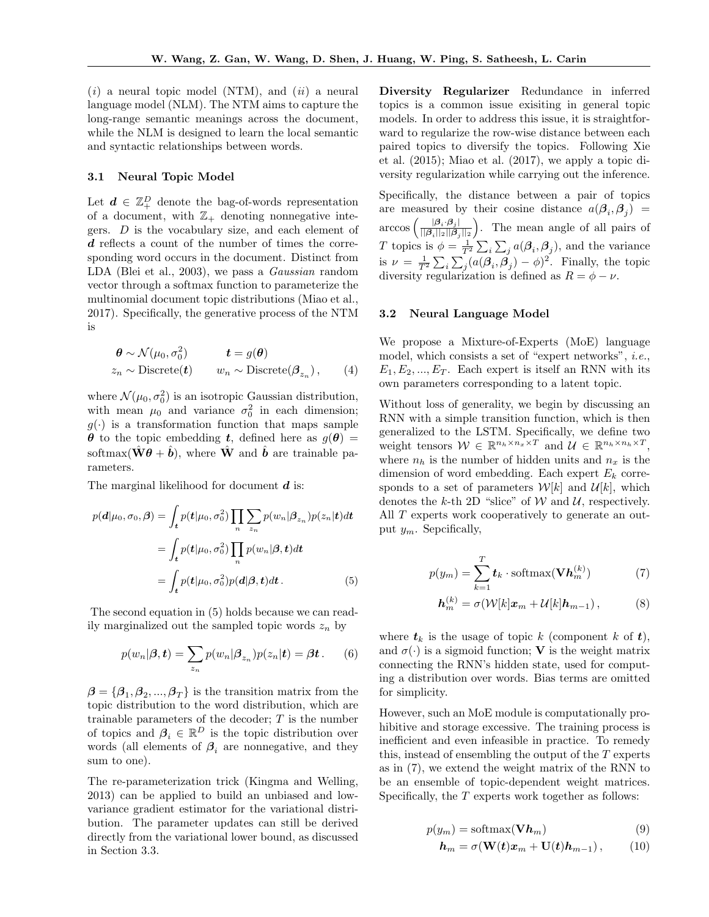(*i*) a neural topic model (NTM), and (*ii*) a neural language model (NLM). The NTM aims to capture the long-range semantic meanings across the document, while the NLM is designed to learn the local semantic and syntactic relationships between words.

### 3.1 Neural Topic Model

Let $\boldsymbol{d} \in \mathbb{Z}_+^D$ denote the bag-of-words representation of a document, with $\mathbb{Z}_+$ denoting nonnegative integers. $D$ is the vocabulary size, and each element of $\boldsymbol{d}$ reflects a count of the number of times the corresponding word occurs in the document. Distinct from LDA (Blei et al., 2003), we pass a *Gaussian* random vector through a softmax function to parameterize the multinomial document topic distributions (Miao et al., 2017). Specifically, the generative process of the NTM is

$$
\begin{aligned}
\boldsymbol{\theta} &\sim \mathcal{N}(\mu_0, \sigma_0^2) \qquad & \boldsymbol{t} &= g(\boldsymbol{\theta}) \\
z_n &\sim \text{Discrete}(\boldsymbol{t}) \qquad & w_n &\sim \text{Discrete}(\boldsymbol{\beta}_{z_n}), \qquad (4)
\end{aligned}
$$

where $\mathcal{N}(\mu_0, \sigma_0^2)$ is an isotropic Gaussian distribution, with mean $\mu_0$ and variance $\sigma_0^2$ in each dimension; $g(\cdot)$ is a transformation function that maps sample $\boldsymbol{\theta}$ to the topic embedding $\boldsymbol{t}$, defined here as $g(\boldsymbol{\theta}) = \text{softmax}(\hat{\mathbf{W}}\boldsymbol{\theta} + \hat{\boldsymbol{b}})$, where $\hat{\mathbf{W}}$ and $\hat{\boldsymbol{b}}$ are trainable parameters.

The marginal likelihood for document $\boldsymbol{d}$ is:

$$
\begin{aligned}
p(\boldsymbol{d}|\mu_0, \sigma_0, \boldsymbol{\beta}) &= \int_{\boldsymbol{t}} p(\boldsymbol{t}|\mu_0, \sigma_0^2) \prod_n \sum_{z_n} p(w_n|\boldsymbol{\beta}_{z_n}) p(z_n|\boldsymbol{t}) d\boldsymbol{t} \\
&= \int_{\boldsymbol{t}} p(\boldsymbol{t}|\mu_0, \sigma_0^2) \prod_n p(w_n|\boldsymbol{\beta}, \boldsymbol{t}) d\boldsymbol{t} \\
&= \int_{\boldsymbol{t}} p(\boldsymbol{t}|\mu_0, \sigma_0^2) p(\boldsymbol{d}|\boldsymbol{\beta}, \boldsymbol{t}) d\boldsymbol{t}. \qquad (5)
\end{aligned}
$$

The second equation in (5) holds because we can readily marginalized out the sampled topic words $z_n$ by

$$
p(w_n|\boldsymbol{\beta}, \boldsymbol{t}) = \sum_{z_n} p(w_n|\boldsymbol{\beta}_{z_n}) p(z_n|\boldsymbol{t}) = \boldsymbol{\beta}\boldsymbol{t}. \qquad (6)
$$

$\boldsymbol{\beta} = \{\boldsymbol{\beta}_1, \boldsymbol{\beta}_2, ..., \boldsymbol{\beta}_T\}$ is the transition matrix from the topic distribution to the word distribution, which are trainable parameters of the decoder; $T$ is the number of topics and $\boldsymbol{\beta}_i \in \mathbb{R}^D$ is the topic distribution over words (all elements of $\boldsymbol{\beta}_i$ are nonnegative, and they sum to one).

The re-parameterization trick (Kingma and Welling, 2013) can be applied to build an unbiased and low-variance gradient estimator for the variational distribution. The parameter updates can still be derived directly from the variational lower bound, as discussed in Section 3.3.

**Diversity Regularizer** Redundance in inferred topics is a common issue exisiting in general topic models. In order to address this issue, it is straightforward to regularize the row-wise distance between each paired topics to diversify the topics. Following Xie et al. (2015); Miao et al. (2017), we apply a topic diversity regularization while carrying out the inference.

Specifically, the distance between a pair of topics are measured by their cosine distance $a(\boldsymbol{\beta}_i, \boldsymbol{\beta}_j) = \arccos\left(\frac{|\boldsymbol{\beta}_i \cdot \boldsymbol{\beta}_j|}{||\boldsymbol{\beta}_i||_2 ||\boldsymbol{\beta}_j||_2}\right)$. The mean angle of all pairs of $T$ topics is $\phi = \frac{1}{T^2}\sum_i \sum_j a(\boldsymbol{\beta}_i, \boldsymbol{\beta}_j)$, and the variance is $\nu = \frac{1}{T^2}\sum_i \sum_j (a(\boldsymbol{\beta}_i, \boldsymbol{\beta}_j) - \phi)^2$. Finally, the topic diversity regularization is defined as $R = \phi - \nu$.

### 3.2 Neural Language Model

We propose a Mixture-of-Experts (MoE) language model, which consists a set of "expert networks", *i.e.*, $E_1, E_2, ..., E_T$. Each expert is itself an RNN with its own parameters corresponding to a latent topic.

Without loss of generality, we begin by discussing an RNN with a simple transition function, which is then generalized to the LSTM. Specifically, we define two weight tensors $\mathcal{W} \in \mathbb{R}^{n_h \times n_x \times T}$ and $\mathcal{U} \in \mathbb{R}^{n_h \times n_h \times T}$, where $n_h$ is the number of hidden units and $n_x$ is the dimension of word embedding. Each expert $E_k$ corresponds to a set of parameters $\mathcal{W}[k]$ and $\mathcal{U}[k]$, which denotes the $k$-th 2D "slice" of $\mathcal{W}$ and $\mathcal{U}$, respectively. All $T$ experts work cooperatively to generate an output $y_m$. Sepcifically,

$$
p(y_m) = \sum_{k=1}^{T} \boldsymbol{t}_k \cdot \text{softmax}(\mathbf{V}\boldsymbol{h}_m^{(k)}) \qquad (7)
$$

$$
\boldsymbol{h}_m^{(k)} = \sigma(\mathcal{W}[k]\boldsymbol{x}_m + \mathcal{U}[k]\boldsymbol{h}_{m-1}), \qquad (8)
$$

where $\boldsymbol{t}_k$ is the usage of topic $k$ (component $k$ of $\boldsymbol{t}$), and $\sigma(\cdot)$ is a sigmoid function; $\mathbf{V}$ is the weight matrix connecting the RNN's hidden state, used for computing a distribution over words. Bias terms are omitted for simplicity.

However, such an MoE module is computationally prohibitive and storage excessive. The training process is inefficient and even infeasible in practice. To remedy this, instead of ensembling the output of the $T$ experts as in (7), we extend the weight matrix of the RNN to be an ensemble of topic-dependent weight matrices. Specifically, the $T$ experts work together as follows:

$$
p(y_m) = \text{softmax}(\mathbf{V}\boldsymbol{h}_m) \qquad (9)
$$

$$
\boldsymbol{h}_m = \sigma(\mathbf{W}(\boldsymbol{t})\boldsymbol{x}_m + \mathbf{U}(\boldsymbol{t})\boldsymbol{h}_{m-1}), \qquad (10)
$$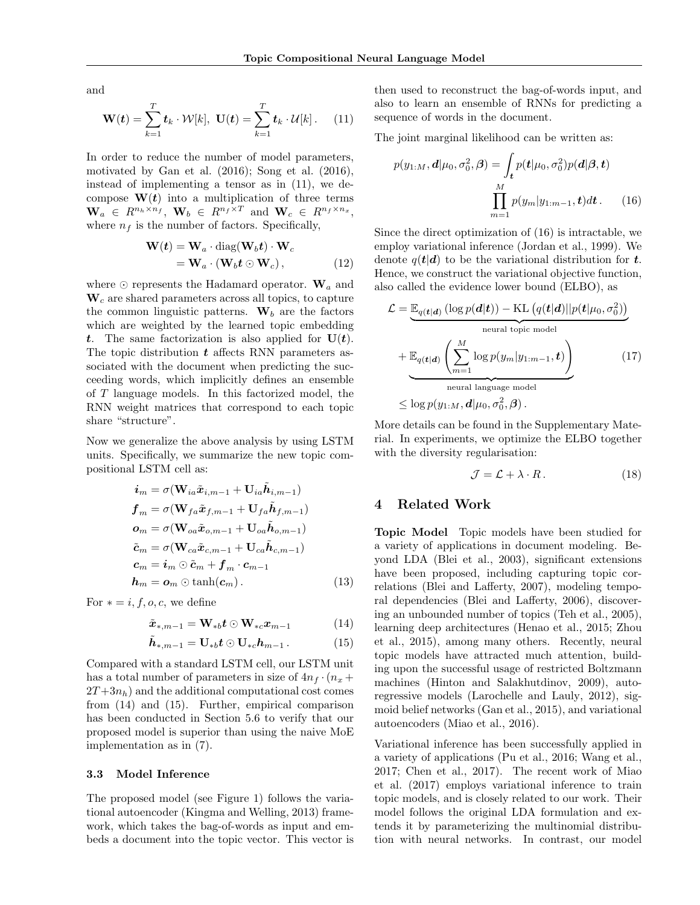and

$$\mathbf{W}(\boldsymbol{t}) = \sum_{k=1}^{T} \boldsymbol{t}_k \cdot \mathcal{W}[k], \; \mathbf{U}(\boldsymbol{t}) = \sum_{k=1}^{T} \boldsymbol{t}_k \cdot \mathcal{U}[k] \,. \tag{11}$$

In order to reduce the number of model parameters, motivated by Gan et al. (2016); Song et al. (2016), instead of implementing a tensor as in (11), we decompose $\mathbf{W}(\boldsymbol{t})$ into a multiplication of three terms $\mathbf{W}_a \in R^{n_h \times n_f}$, $\mathbf{W}_b \in R^{n_f \times T}$ and $\mathbf{W}_c \in R^{n_f \times n_x}$, where $n_f$ is the number of factors. Specifically,

$$\begin{aligned} \mathbf{W}(\boldsymbol{t}) &= \mathbf{W}_a \cdot \mathrm{diag}(\mathbf{W}_b \boldsymbol{t}) \cdot \mathbf{W}_c \\ &= \mathbf{W}_a \cdot (\mathbf{W}_b \boldsymbol{t} \odot \mathbf{W}_c) \,, \end{aligned} \tag{12}$$

where $\odot$ represents the Hadamard operator. $\mathbf{W}_a$ and $\mathbf{W}_c$ are shared parameters across all topics, to capture the common linguistic patterns. $\mathbf{W}_b$ are the factors which are weighted by the learned topic embedding $\boldsymbol{t}$. The same factorization is also applied for $\mathbf{U}(\boldsymbol{t})$. The topic distribution $\boldsymbol{t}$ affects RNN parameters associated with the document when predicting the succeeding words, which implicitly defines an ensemble of $T$ language models. In this factorized model, the RNN weight matrices that correspond to each topic share "structure".

Now we generalize the above analysis by using LSTM units. Specifically, we summarize the new topic compositional LSTM cell as:

$$\begin{aligned} \boldsymbol{i}_m &= \sigma(\mathbf{W}_{ia}\tilde{\boldsymbol{x}}_{i,m-1} + \mathbf{U}_{ia}\tilde{\boldsymbol{h}}_{i,m-1}) \\ \boldsymbol{f}_m &= \sigma(\mathbf{W}_{fa}\tilde{\boldsymbol{x}}_{f,m-1} + \mathbf{U}_{fa}\tilde{\boldsymbol{h}}_{f,m-1}) \\ \boldsymbol{o}_m &= \sigma(\mathbf{W}_{oa}\tilde{\boldsymbol{x}}_{o,m-1} + \mathbf{U}_{oa}\tilde{\boldsymbol{h}}_{o,m-1}) \\ \tilde{\boldsymbol{c}}_m &= \sigma(\mathbf{W}_{ca}\tilde{\boldsymbol{x}}_{c,m-1} + \mathbf{U}_{ca}\tilde{\boldsymbol{h}}_{c,m-1}) \\ \boldsymbol{c}_m &= \boldsymbol{i}_m \odot \tilde{\boldsymbol{c}}_m + \boldsymbol{f}_m \cdot \boldsymbol{c}_{m-1} \\ \boldsymbol{h}_m &= \boldsymbol{o}_m \odot \tanh(\boldsymbol{c}_m) \,. \end{aligned} \tag{13}$$

For $* = i, f, o, c$, we define

$$\tilde{\boldsymbol{x}}_{*,m-1} = \mathbf{W}_{*b}\boldsymbol{t} \odot \mathbf{W}_{*c}\boldsymbol{x}_{m-1} \tag{14}$$

$$\tilde{\boldsymbol{h}}_{*,m-1} = \mathbf{U}_{*b}\boldsymbol{t} \odot \mathbf{U}_{*c}\boldsymbol{h}_{m-1} \,. \tag{15}$$

Compared with a standard LSTM cell, our LSTM unit has a total number of parameters in size of $4n_f \cdot (n_x + 2T + 3n_h)$ and the additional computational cost comes from (14) and (15). Further, empirical comparison has been conducted in Section 5.6 to verify that our proposed model is superior than using the naive MoE implementation as in (7).

### 3.3 Model Inference

The proposed model (see Figure 1) follows the variational autoencoder (Kingma and Welling, 2013) framework, which takes the bag-of-words as input and embeds a document into the topic vector. This vector is then used to reconstruct the bag-of-words input, and also to learn an ensemble of RNNs for predicting a sequence of words in the document.

The joint marginal likelihood can be written as:

$$p(y_{1:M}, \boldsymbol{d}|\mu_0, \sigma_0^2, \boldsymbol{\beta}) = \int_{\boldsymbol{t}} p(\boldsymbol{t}|\mu_0, \sigma_0^2) p(\boldsymbol{d}|\boldsymbol{\beta}, \boldsymbol{t}) \prod_{m=1}^{M} p(y_m|y_{1:m-1}, \boldsymbol{t}) d\boldsymbol{t} \,. \tag{16}$$

Since the direct optimization of (16) is intractable, we employ variational inference (Jordan et al., 1999). We denote $q(\boldsymbol{t}|\boldsymbol{d})$ to be the variational distribution for $\boldsymbol{t}$. Hence, we construct the variational objective function, also called the evidence lower bound (ELBO), as

$$\begin{aligned} \mathcal{L} &= \underbrace{\mathbb{E}_{q(\boldsymbol{t}|\boldsymbol{d})}\left(\log p(\boldsymbol{d}|\boldsymbol{t})\right) - \mathrm{KL}\left(q(\boldsymbol{t}|\boldsymbol{d}) || p(\boldsymbol{t}|\mu_0, \sigma_0^2)\right)}_{\text{neural topic model}} \\ &+ \underbrace{\mathbb{E}_{q(\boldsymbol{t}|\boldsymbol{d})}\left(\sum_{m=1}^{M} \log p(y_m|y_{1:m-1}, \boldsymbol{t})\right)}_{\text{neural language model}} \\ &\leq \log p(y_{1:M}, \boldsymbol{d}|\mu_0, \sigma_0^2, \boldsymbol{\beta}) \,. \end{aligned} \tag{17}$$

More details can be found in the Supplementary Material. In experiments, we optimize the ELBO together with the diversity regularisation:

$$\mathcal{J} = \mathcal{L} + \lambda \cdot R \,. \tag{18}$$

## 4 Related Work

**Topic Model** Topic models have been studied for a variety of applications in document modeling. Beyond LDA (Blei et al., 2003), significant extensions have been proposed, including capturing topic correlations (Blei and Lafferty, 2007), modeling temporal dependencies (Blei and Lafferty, 2006), discovering an unbounded number of topics (Teh et al., 2005), learning deep architectures (Henao et al., 2015; Zhou et al., 2015), among many others. Recently, neural topic models have attracted much attention, building upon the successful usage of restricted Boltzmann machines (Hinton and Salakhutdinov, 2009), autoregressive models (Larochelle and Lauly, 2012), sigmoid belief networks (Gan et al., 2015), and variational autoencoders (Miao et al., 2016).

Variational inference has been successfully applied in a variety of applications (Pu et al., 2016; Wang et al., 2017; Chen et al., 2017). The recent work of Miao et al. (2017) employs variational inference to train topic models, and is closely related to our work. Their model follows the original LDA formulation and extends it by parameterizing the multinomial distribution with neural networks. In contrast, our model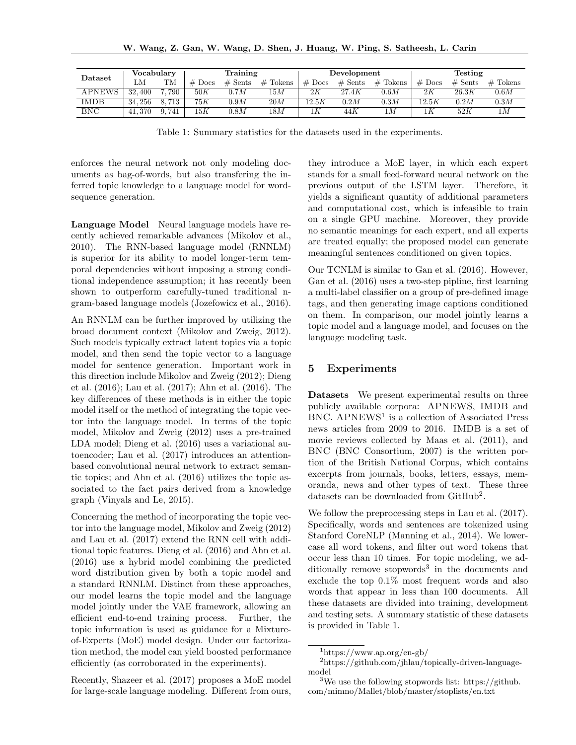| Dataset | Vocabulary | | Training | | | Development | | | Testing | | |
|---|---|---|---|---|---|---|---|---|---|---|---|
| | LM | TM | # Docs | # Sents | # Tokens | # Docs | # Sents | # Tokens | # Docs | # Sents | # Tokens |
| APNEWS | 32,400 | 7,790 | $50K$ | $0.7M$ | $15M$ | $2K$ | $27.4K$ | $0.6M$ | $2K$ | $26.3K$ | $0.6M$ |
| IMDB | 34,256 | 8,713 | $75K$ | $0.9M$ | $20M$ | $12.5K$ | $0.2M$ | $0.3M$ | $12.5K$ | $0.2M$ | $0.3M$ |
| BNC | 41,370 | 9,741 | $15K$ | $0.8M$ | $18M$ | $1K$ | $44K$ | $1M$ | $1K$ | $52K$ | $1M$ |

Table 1: Summary statistics for the datasets used in the experiments.

enforces the neural network not only modeling documents as bag-of-words, but also transfering the inferred topic knowledge to a language model for word-sequence generation.

**Language Model** Neural language models have recently achieved remarkable advances (Mikolov et al., 2010). The RNN-based language model (RNNLM) is superior for its ability to model longer-term temporal dependencies without imposing a strong conditional independence assumption; it has recently been shown to outperform carefully-tuned traditional n-gram-based language models (Jozefowicz et al., 2016).

An RNNLM can be further improved by utilizing the broad document context (Mikolov and Zweig, 2012). Such models typically extract latent topics via a topic model, and then send the topic vector to a language model for sentence generation. Important work in this direction include Mikolov and Zweig (2012); Dieng et al. (2016); Lau et al. (2017); Ahn et al. (2016). The key differences of these methods is in either the topic model itself or the method of integrating the topic vector into the language model. In terms of the topic model, Mikolov and Zweig (2012) uses a pre-trained LDA model; Dieng et al. (2016) uses a variational autoencoder; Lau et al. (2017) introduces an attention-based convolutional neural network to extract semantic topics; and Ahn et al. (2016) utilizes the topic associated to the fact pairs derived from a knowledge graph (Vinyals and Le, 2015).

Concerning the method of incorporating the topic vector into the language model, Mikolov and Zweig (2012) and Lau et al. (2017) extend the RNN cell with additional topic features. Dieng et al. (2016) and Ahn et al. (2016) use a hybrid model combining the predicted word distribution given by both a topic model and a standard RNNLM. Distinct from these approaches, our model learns the topic model and the language model jointly under the VAE framework, allowing an efficient end-to-end training process. Further, the topic information is used as guidance for a Mixture-of-Experts (MoE) model design. Under our factorization method, the model can yield boosted performance efficiently (as corroborated in the experiments).

Recently, Shazeer et al. (2017) proposes a MoE model for large-scale language modeling. Different from ours, they introduce a MoE layer, in which each expert stands for a small feed-forward neural network on the previous output of the LSTM layer. Therefore, it yields a significant quantity of additional parameters and computational cost, which is infeasible to train on a single GPU machine. Moreover, they provide no semantic meanings for each expert, and all experts are treated equally; the proposed model can generate meaningful sentences conditioned on given topics.

Our TCNLM is similar to Gan et al. (2016). However, Gan et al. (2016) uses a two-step pipline, first learning a multi-label classifier on a group of pre-defined image tags, and then generating image captions conditioned on them. In comparison, our model jointly learns a topic model and a language model, and focuses on the language modeling task.

## 5 Experiments

**Datasets** We present experimental results on three publicly available corpora: APNEWS, IMDB and BNC. APNEWS[1] is a collection of Associated Press news articles from 2009 to 2016. IMDB is a set of movie reviews collected by Maas et al. (2011), and BNC (BNC Consortium, 2007) is the written portion of the British National Corpus, which contains excerpts from journals, books, letters, essays, memoranda, news and other types of text. These three datasets can be downloaded from GitHub[2].

We follow the preprocessing steps in Lau et al. (2017). Specifically, words and sentences are tokenized using Stanford CoreNLP (Manning et al., 2014). We lowercase all word tokens, and filter out word tokens that occur less than 10 times. For topic modeling, we additionally remove stopwords[3] in the documents and exclude the top 0.1% most frequent words and also words that appear in less than 100 documents. All these datasets are divided into training, development and testing sets. A summary statistic of these datasets is provided in Table 1.

[1] https://www.ap.org/en-gb/

[2] https://github.com/jhlau/topically-driven-language-model

[3] We use the following stopwords list: https://github.com/mimno/Mallet/blob/master/stoplists/en.txt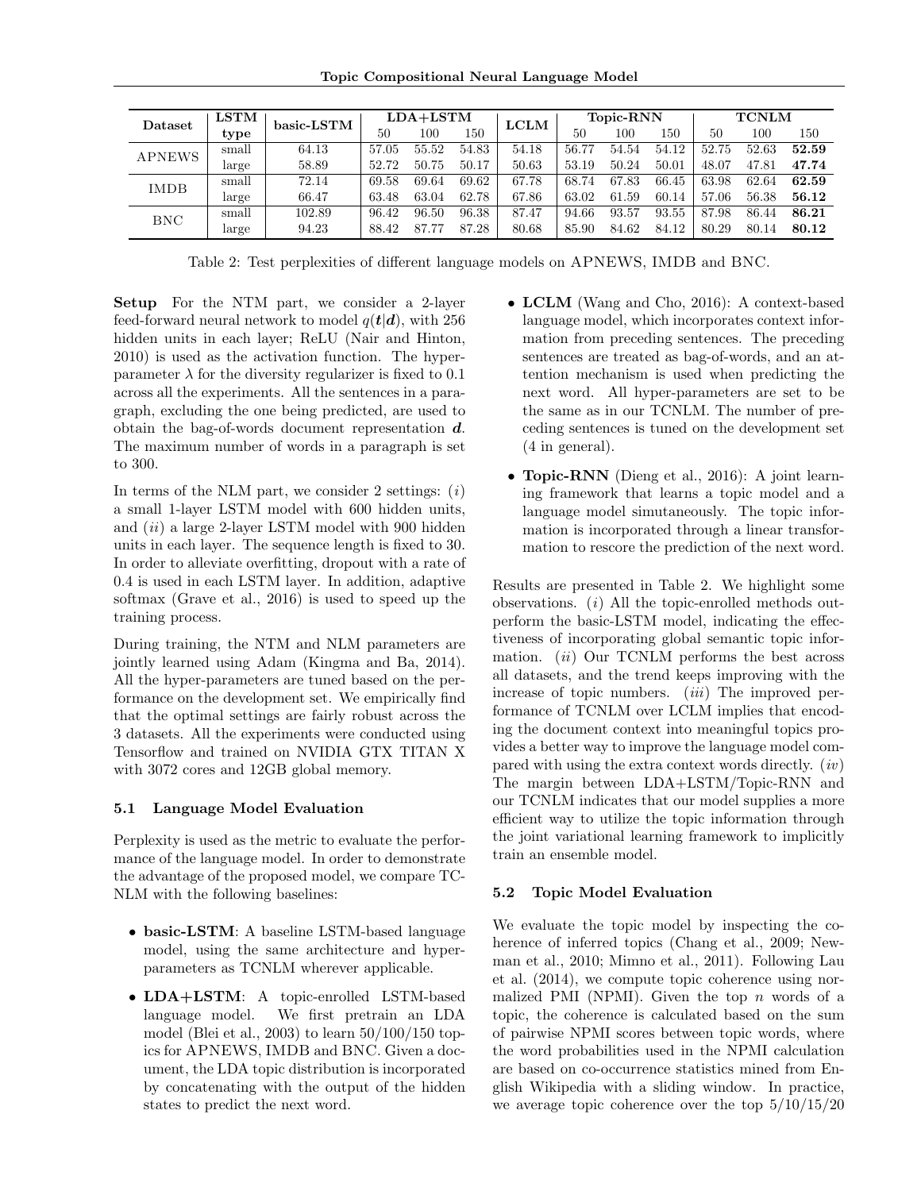| Dataset | LSTM type | basic-LSTM | LDA+LSTM | | | LCLM | Topic-RNN | | | TCNLM | | |
|---|---|---|---|---|---|---|---|---|---|---|---|---|
| | | | 50 | 100 | 150 | | 50 | 100 | 150 | 50 | 100 | 150 |
| APNEWS | small | 64.13 | 57.05 | 55.52 | 54.83 | 54.18 | 56.77 | 54.54 | 54.12 | 52.75 | 52.63 | **52.59** |
| | large | 58.89 | 52.72 | 50.75 | 50.17 | 50.63 | 53.19 | 50.24 | 50.01 | 48.07 | 47.81 | **47.74** |
| IMDB | small | 72.14 | 69.58 | 69.64 | 69.62 | 67.78 | 68.74 | 67.83 | 66.45 | 63.98 | 62.64 | **62.59** |
| | large | 66.47 | 63.48 | 63.04 | 62.78 | 67.86 | 63.02 | 61.59 | 60.14 | 57.06 | 56.38 | **56.12** |
| BNC | small | 102.89 | 96.42 | 96.50 | 96.38 | 87.47 | 94.66 | 93.57 | 93.55 | 87.98 | 86.44 | **86.21** |
| | large | 94.23 | 88.42 | 87.77 | 87.28 | 80.68 | 85.90 | 84.62 | 84.12 | 80.29 | 80.14 | **80.12** |

Table 2: Test perplexities of different language models on APNEWS, IMDB and BNC.

**Setup** For the NTM part, we consider a 2-layer feed-forward neural network to model $q(\boldsymbol{t}|\boldsymbol{d})$, with 256 hidden units in each layer; ReLU (Nair and Hinton, 2010) is used as the activation function. The hyper-parameter $\lambda$ for the diversity regularizer is fixed to 0.1 across all the experiments. All the sentences in a paragraph, excluding the one being predicted, are used to obtain the bag-of-words document representation $\boldsymbol{d}$. The maximum number of words in a paragraph is set to 300.

In terms of the NLM part, we consider 2 settings: (*i*) a small 1-layer LSTM model with 600 hidden units, and (*ii*) a large 2-layer LSTM model with 900 hidden units in each layer. The sequence length is fixed to 30. In order to alleviate overfitting, dropout with a rate of 0.4 is used in each LSTM layer. In addition, adaptive softmax (Grave et al., 2016) is used to speed up the training process.

During training, the NTM and NLM parameters are jointly learned using Adam (Kingma and Ba, 2014). All the hyper-parameters are tuned based on the performance on the development set. We empirically find that the optimal settings are fairly robust across the 3 datasets. All the experiments were conducted using Tensorflow and trained on NVIDIA GTX TITAN X with 3072 cores and 12GB global memory.

### 5.1 Language Model Evaluation

Perplexity is used as the metric to evaluate the performance of the language model. In order to demonstrate the advantage of the proposed model, we compare TCNLM with the following baselines:

- **basic-LSTM**: A baseline LSTM-based language model, using the same architecture and hyper-parameters as TCNLM wherever applicable.
- **LDA+LSTM**: A topic-enrolled LSTM-based language model. We first pretrain an LDA model (Blei et al., 2003) to learn 50/100/150 topics for APNEWS, IMDB and BNC. Given a document, the LDA topic distribution is incorporated by concatenating with the output of the hidden states to predict the next word.
- **LCLM** (Wang and Cho, 2016): A context-based language model, which incorporates context information from preceding sentences. The preceding sentences are treated as bag-of-words, and an attention mechanism is used when predicting the next word. All hyper-parameters are set to be the same as in our TCNLM. The number of preceding sentences is tuned on the development set (4 in general).
- **Topic-RNN** (Dieng et al., 2016): A joint learning framework that learns a topic model and a language model simutaneously. The topic information is incorporated through a linear transformation to rescore the prediction of the next word.

Results are presented in Table 2. We highlight some observations. (*i*) All the topic-enrolled methods outperform the basic-LSTM model, indicating the effectiveness of incorporating global semantic topic information. (*ii*) Our TCNLM performs the best across all datasets, and the trend keeps improving with the increase of topic numbers. (*iii*) The improved performance of TCNLM over LCLM implies that encoding the document context into meaningful topics provides a better way to improve the language model compared with using the extra context words directly. (*iv*) The margin between LDA+LSTM/Topic-RNN and our TCNLM indicates that our model supplies a more efficient way to utilize the topic information through the joint variational learning framework to implicitly train an ensemble model.

### 5.2 Topic Model Evaluation

We evaluate the topic model by inspecting the coherence of inferred topics (Chang et al., 2009; Newman et al., 2010; Mimno et al., 2011). Following Lau et al. (2014), we compute topic coherence using normalized PMI (NPMI). Given the top $n$ words of a topic, the coherence is calculated based on the sum of pairwise NPMI scores between topic words, where the word probabilities used in the NPMI calculation are based on co-occurrence statistics mined from English Wikipedia with a sliding window. In practice, we average topic coherence over the top 5/10/15/20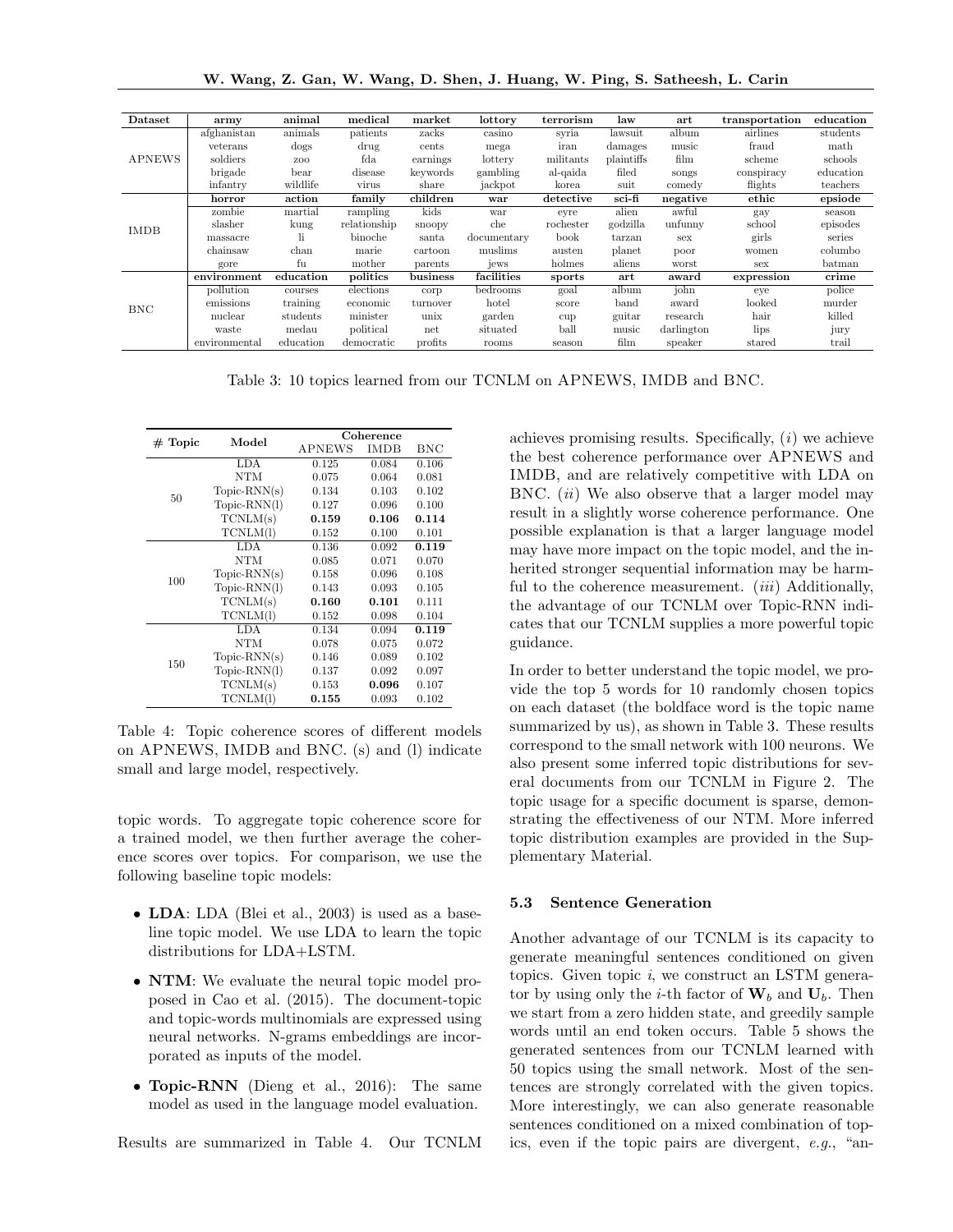| Dataset | army | animal | medical | market | lottory | terrorism | law | art | transportation | education |
|---|---|---|---|---|---|---|---|---|---|---|
| APNEWS | afghanistan | animals | patients | zacks | casino | syria | lawsuit | album | airlines | students |
| | veterans | dogs | drug | cents | mega | iran | damages | music | fraud | math |
| | soldiers | zoo | fda | earnings | lottery | militants | plaintiffs | film | scheme | schools |
| | brigade | bear | disease | keywords | gambling | al-qaida | filed | songs | conspiracy | education |
| | infantry | wildlife | virus | share | jackpot | korea | suit | comedy | flights | teachers |
| | **horror** | **action** | **family** | **children** | **war** | **detective** | **sci-fi** | **negative** | **ethic** | **epsiode** |
| IMDB | zombie | martial | rampling | kids | war | eyre | alien | awful | gay | season |
| | slasher | kung | relationship | snoopy | che | rochester | godzilla | unfunny | school | episodes |
| | massacre | li | binoche | santa | documentary | book | tarzan | sex | girls | series |
| | chainsaw | chan | marie | cartoon | muslims | austen | planet | poor | women | columbo |
| | gore | fu | mother | parents | jews | holmes | aliens | worst | sex | batman |
| | **environment** | **education** | **politics** | **business** | **facilities** | **sports** | **art** | **award** | **expression** | **crime** |
| BNC | pollution | courses | elections | corp | bedrooms | goal | album | john | eye | police |
| | emissions | training | economic | turnover | hotel | score | band | award | looked | murder |
| | nuclear | students | minister | unix | garden | cup | guitar | research | hair | killed |
| | waste | medau | political | net | situated | ball | music | darlington | lips | jury |
| | environmental | education | democratic | profits | rooms | season | film | speaker | stared | trail |

Table 3: 10 topics learned from our TCNLM on APNEWS, IMDB and BNC.

| # Topic | Model | Coherence | | |
|---|---|---|---|---|
| | | APNEWS | IMDB | BNC |
| 50 | LDA | 0.125 | 0.084 | 0.106 |
| | NTM | 0.075 | 0.064 | 0.081 |
| | Topic-RNN(s) | 0.134 | 0.103 | 0.102 |
| | Topic-RNN(l) | 0.127 | 0.096 | 0.100 |
| | TCNLM(s) | **0.159** | **0.106** | **0.114** |
| | TCNLM(l) | 0.152 | 0.100 | 0.101 |
| 100 | LDA | 0.136 | 0.092 | **0.119** |
| | NTM | 0.085 | 0.071 | 0.070 |
| | Topic-RNN(s) | 0.158 | 0.096 | 0.108 |
| | Topic-RNN(l) | 0.143 | 0.093 | 0.105 |
| | TCNLM(s) | **0.160** | **0.101** | 0.111 |
| | TCNLM(l) | 0.152 | 0.098 | 0.104 |
| 150 | LDA | 0.134 | 0.094 | **0.119** |
| | NTM | 0.078 | 0.075 | 0.072 |
| | Topic-RNN(s) | 0.146 | 0.089 | 0.102 |
| | Topic-RNN(l) | 0.137 | 0.092 | 0.097 |
| | TCNLM(s) | 0.153 | **0.096** | 0.107 |
| | TCNLM(l) | **0.155** | 0.093 | 0.102 |

Table 4: Topic coherence scores of different models on APNEWS, IMDB and BNC. (s) and (l) indicate small and large model, respectively.

topic words. To aggregate topic coherence score for a trained model, we then further average the coherence scores over topics. For comparison, we use the following baseline topic models:

- **LDA**: LDA (Blei et al., 2003) is used as a baseline topic model. We use LDA to learn the topic distributions for LDA+LSTM.
- **NTM**: We evaluate the neural topic model proposed in Cao et al. (2015). The document-topic and topic-words multinomials are expressed using neural networks. N-grams embeddings are incorporated as inputs of the model.
- **Topic-RNN** (Dieng et al., 2016): The same model as used in the language model evaluation.

Results are summarized in Table 4. Our TCNLM achieves promising results. Specifically, (*i*) we achieve the best coherence performance over APNEWS and IMDB, and are relatively competitive with LDA on BNC. (*ii*) We also observe that a larger model may result in a slightly worse coherence performance. One possible explanation is that a larger language model may have more impact on the topic model, and the inherited stronger sequential information may be harmful to the coherence measurement. (*iii*) Additionally, the advantage of our TCNLM over Topic-RNN indicates that our TCNLM supplies a more powerful topic guidance.

In order to better understand the topic model, we provide the top 5 words for 10 randomly chosen topics on each dataset (the boldface word is the topic name summarized by us), as shown in Table 3. These results correspond to the small network with 100 neurons. We also present some inferred topic distributions for several documents from our TCNLM in Figure 2. The topic usage for a specific document is sparse, demonstrating the effectiveness of our NTM. More inferred topic distribution examples are provided in the Supplementary Material.

### 5.3 Sentence Generation

Another advantage of our TCNLM is its capacity to generate meaningful sentences conditioned on given topics. Given topic $i$, we construct an LSTM generator by using only the $i$-th factor of $\mathbf{W}_b$ and $\mathbf{U}_b$. Then we start from a zero hidden state, and greedily sample words until an end token occurs. Table 5 shows the generated sentences from our TCNLM learned with 50 topics using the small network. Most of the sentences are strongly correlated with the given topics. More interestingly, we can also generate reasonable sentences conditioned on a mixed combination of topics, even if the topic pairs are divergent, *e.g.*, "an-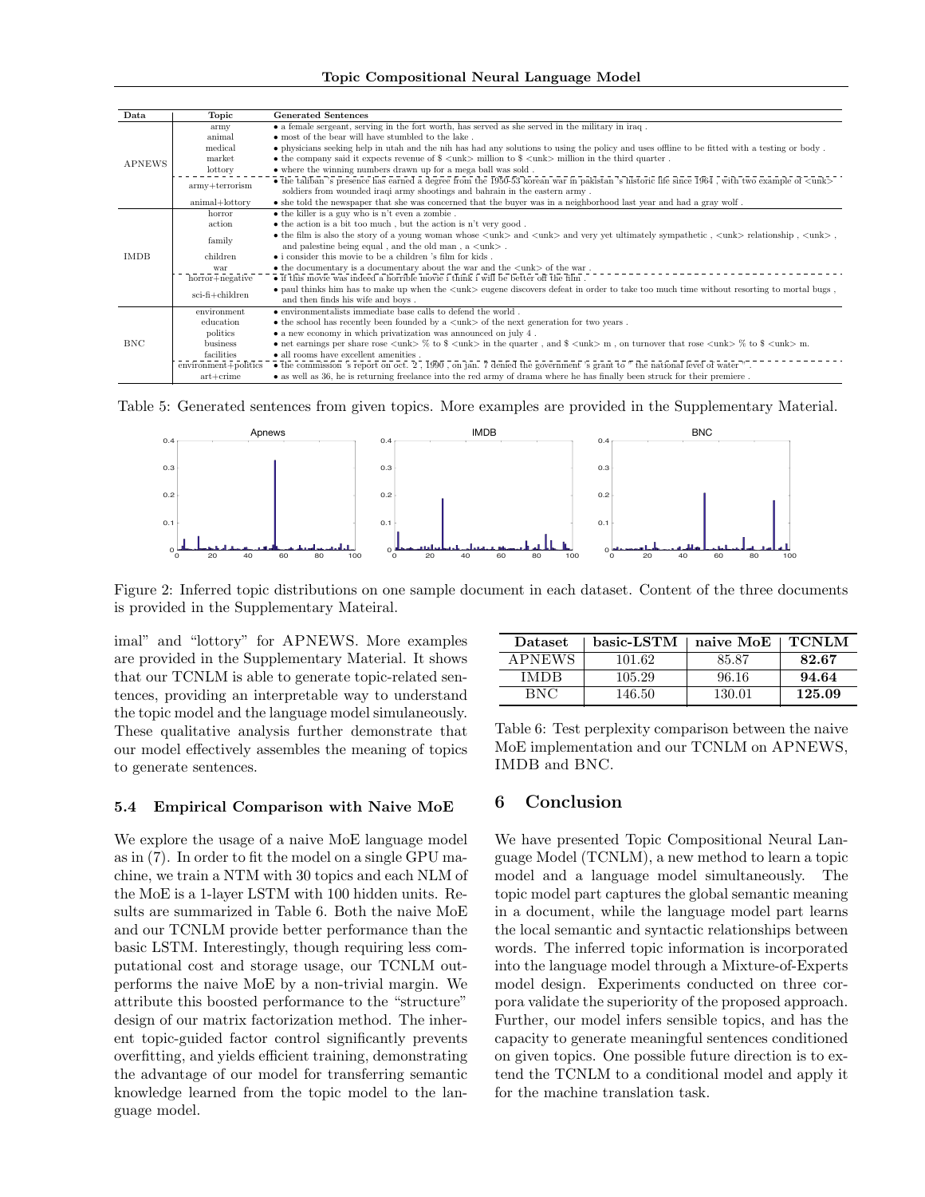| Data | Topic | Generated Sentences |
|---|---|---|
| APNEWS | army | • a female sergeant, serving in the fort worth, has served as she served in the military in iraq . |
| | animal | • most of the bear will have stumbled to the lake . |
| | medical | • physicians seeking help in utah and the nih has had any solutions to using the policy and uses offline to be fitted with a testing or body . |
| | market | • the company said it expects revenue of $ <unk> million to $ <unk> million in the third quarter . |
| | lottory | • where the winning numbers drawn up for a mega ball was sold . |
| | army+terrorism | • the taliban 's presence has earned a degree from the 1950-53 korean war in pakistan 's historic life since 1964 , with two example of <unk> soldiers from wounded iraqi army shootings and bahrain in the eastern army . |
| | animal+lottory | • she told the newspaper that she was concerned that the buyer was in a neighborhood last year and had a gray wolf . |
| IMDB | horror | • the killer is a guy who is n't even a zombie . |
| | action | • the action is a bit too much , but the action is n't very good . |
| | family | • the film is also the story of a young woman whose <unk> and <unk> and very yet ultimately sympathetic , <unk> relationship , <unk> , and palestine being equal , and the old man , a <unk> . |
| | children | • i consider this movie to be a children 's film for kids . |
| | war | • the documentary is a documentary about the war and the <unk> of the war . |
| | horror+negative | • if this movie was indeed a horrible movie i think i will be better off the film . |
| | sci-fi+children | • paul thinks him has to make up when the <unk> eugene discovers defeat in order to take too much time without resorting to mortal bugs , and then finds his wife and boys . |
| BNC | environment | • environmentalists immediate base calls to defend the world . |
| | education | • the school has recently been founded by a <unk> of the next generation for two years . |
| | politics | • a new economy in which privatization was announced on july 4 . |
| | business | • net earnings per share rose <unk> % to $ <unk> in the quarter , and $ <unk> m , on turnover that rose <unk> % to $ <unk> m. |
| | facilities | • all rooms have excellent amenities . |
| | environment+politics | • the commission 's report on oct. 2 , 1990 , on jan. 7 denied the government 's grant to " the national level of water " . |
| | art+crime | • as well as 36, he is returning freelance into the red army of drama where he has finally been struck for their premiere . |

Table 5: Generated sentences from given topics. More examples are provided in the Supplementary Material.

Figure 2: Inferred topic distributions on one sample document in each dataset. Content of the three documents is provided in the Supplementary Mateiral.

imal" and "lottory" for APNEWS. More examples are provided in the Supplementary Material. It shows that our TCNLM is able to generate topic-related sentences, providing an interpretable way to understand the topic model and the language model simulaneously. These qualitative analysis further demonstrate that our model effectively assembles the meaning of topics to generate sentences.

### 5.4 Empirical Comparison with Naive MoE

We explore the usage of a naive MoE language model as in (7). In order to fit the model on a single GPU machine, we train a NTM with 30 topics and each NLM of the MoE is a 1-layer LSTM with 100 hidden units. Results are summarized in Table 6. Both the naive MoE and our TCNLM provide better performance than the basic LSTM. Interestingly, though requiring less computational cost and storage usage, our TCNLM outperforms the naive MoE by a non-trivial margin. We attribute this boosted performance to the "structure" design of our matrix factorization method. The inherent topic-guided factor control significantly prevents overfitting, and yields efficient training, demonstrating the advantage of our model for transferring semantic knowledge learned from the topic model to the language model.

| Dataset | basic-LSTM | naive MoE | TCNLM |
|---|---|---|---|
| APNEWS | 101.62 | 85.87 | **82.67** |
| IMDB | 105.29 | 96.16 | **94.64** |
| BNC | 146.50 | 130.01 | **125.09** |

Table 6: Test perplexity comparison between the naive MoE implementation and our TCNLM on APNEWS, IMDB and BNC.

## 6 Conclusion

We have presented Topic Compositional Neural Language Model (TCNLM), a new method to learn a topic model and a language model simultaneously. The topic model part captures the global semantic meaning in a document, while the language model part learns the local semantic and syntactic relationships between words. The inferred topic information is incorporated into the language model through a Mixture-of-Experts model design. Experiments conducted on three corpora validate the superiority of the proposed approach. Further, our model infers sensible topics, and has the capacity to generate meaningful sentences conditioned on given topics. One possible future direction is to extend the TCNLM to a conditional model and apply it for the machine translation task.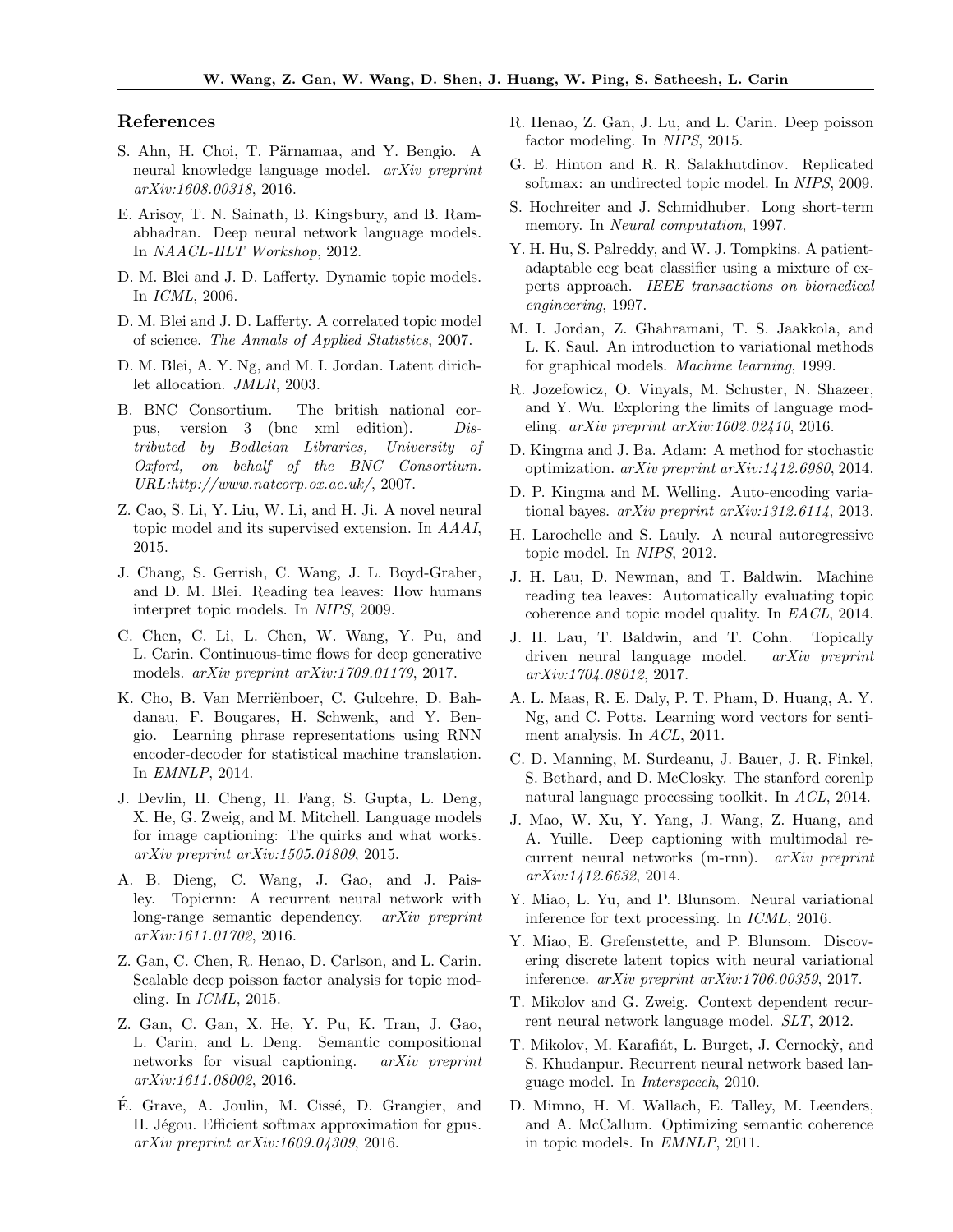## References

S. Ahn, H. Choi, T. Pärnamaa, and Y. Bengio. A neural knowledge language model. *arXiv preprint arXiv:1608.00318*, 2016.

E. Arisoy, T. N. Sainath, B. Kingsbury, and B. Ramabhadran. Deep neural network language models. In *NAACL-HLT Workshop*, 2012.

D. M. Blei and J. D. Lafferty. Dynamic topic models. In *ICML*, 2006.

D. M. Blei and J. D. Lafferty. A correlated topic model of science. *The Annals of Applied Statistics*, 2007.

D. M. Blei, A. Y. Ng, and M. I. Jordan. Latent dirichlet allocation. *JMLR*, 2003.

B. BNC Consortium. The british national corpus, version 3 (bnc xml edition). *Distributed by Bodleian Libraries, University of Oxford, on behalf of the BNC Consortium. URL:http://www.natcorp.ox.ac.uk/*, 2007.

Z. Cao, S. Li, Y. Liu, W. Li, and H. Ji. A novel neural topic model and its supervised extension. In *AAAI*, 2015.

J. Chang, S. Gerrish, C. Wang, J. L. Boyd-Graber, and D. M. Blei. Reading tea leaves: How humans interpret topic models. In *NIPS*, 2009.

C. Chen, C. Li, L. Chen, W. Wang, Y. Pu, and L. Carin. Continuous-time flows for deep generative models. *arXiv preprint arXiv:1709.01179*, 2017.

K. Cho, B. Van Merriënboer, C. Gulcehre, D. Bahdanau, F. Bougares, H. Schwenk, and Y. Bengio. Learning phrase representations using RNN encoder-decoder for statistical machine translation. In *EMNLP*, 2014.

J. Devlin, H. Cheng, H. Fang, S. Gupta, L. Deng, X. He, G. Zweig, and M. Mitchell. Language models for image captioning: The quirks and what works. *arXiv preprint arXiv:1505.01809*, 2015.

A. B. Dieng, C. Wang, J. Gao, and J. Paisley. Topicrnn: A recurrent neural network with long-range semantic dependency. *arXiv preprint arXiv:1611.01702*, 2016.

Z. Gan, C. Chen, R. Henao, D. Carlson, and L. Carin. Scalable deep poisson factor analysis for topic modeling. In *ICML*, 2015.

Z. Gan, C. Gan, X. He, Y. Pu, K. Tran, J. Gao, L. Carin, and L. Deng. Semantic compositional networks for visual captioning. *arXiv preprint arXiv:1611.08002*, 2016.

É. Grave, A. Joulin, M. Cissé, D. Grangier, and H. Jégou. Efficient softmax approximation for gpus. *arXiv preprint arXiv:1609.04309*, 2016.

R. Henao, Z. Gan, J. Lu, and L. Carin. Deep poisson factor modeling. In *NIPS*, 2015.

G. E. Hinton and R. R. Salakhutdinov. Replicated softmax: an undirected topic model. In *NIPS*, 2009.

S. Hochreiter and J. Schmidhuber. Long short-term memory. In *Neural computation*, 1997.

Y. H. Hu, S. Palreddy, and W. J. Tompkins. A patient-adaptable ecg beat classifier using a mixture of experts approach. *IEEE transactions on biomedical engineering*, 1997.

M. I. Jordan, Z. Ghahramani, T. S. Jaakkola, and L. K. Saul. An introduction to variational methods for graphical models. *Machine learning*, 1999.

R. Jozefowicz, O. Vinyals, M. Schuster, N. Shazeer, and Y. Wu. Exploring the limits of language modeling. *arXiv preprint arXiv:1602.02410*, 2016.

D. Kingma and J. Ba. Adam: A method for stochastic optimization. *arXiv preprint arXiv:1412.6980*, 2014.

D. P. Kingma and M. Welling. Auto-encoding variational bayes. *arXiv preprint arXiv:1312.6114*, 2013.

H. Larochelle and S. Lauly. A neural autoregressive topic model. In *NIPS*, 2012.

J. H. Lau, D. Newman, and T. Baldwin. Machine reading tea leaves: Automatically evaluating topic coherence and topic model quality. In *EACL*, 2014.

J. H. Lau, T. Baldwin, and T. Cohn. Topically driven neural language model. *arXiv preprint arXiv:1704.08012*, 2017.

A. L. Maas, R. E. Daly, P. T. Pham, D. Huang, A. Y. Ng, and C. Potts. Learning word vectors for sentiment analysis. In *ACL*, 2011.

C. D. Manning, M. Surdeanu, J. Bauer, J. R. Finkel, S. Bethard, and D. McClosky. The stanford corenlp natural language processing toolkit. In *ACL*, 2014.

J. Mao, W. Xu, Y. Yang, J. Wang, Z. Huang, and A. Yuille. Deep captioning with multimodal recurrent neural networks (m-rnn). *arXiv preprint arXiv:1412.6632*, 2014.

Y. Miao, L. Yu, and P. Blunsom. Neural variational inference for text processing. In *ICML*, 2016.

Y. Miao, E. Grefenstette, and P. Blunsom. Discovering discrete latent topics with neural variational inference. *arXiv preprint arXiv:1706.00359*, 2017.

T. Mikolov and G. Zweig. Context dependent recurrent neural network language model. *SLT*, 2012.

T. Mikolov, M. Karafiát, L. Burget, J. Cernockỳ, and S. Khudanpur. Recurrent neural network based language model. In *Interspeech*, 2010.

D. Mimno, H. M. Wallach, E. Talley, M. Leenders, and A. McCallum. Optimizing semantic coherence in topic models. In *EMNLP*, 2011.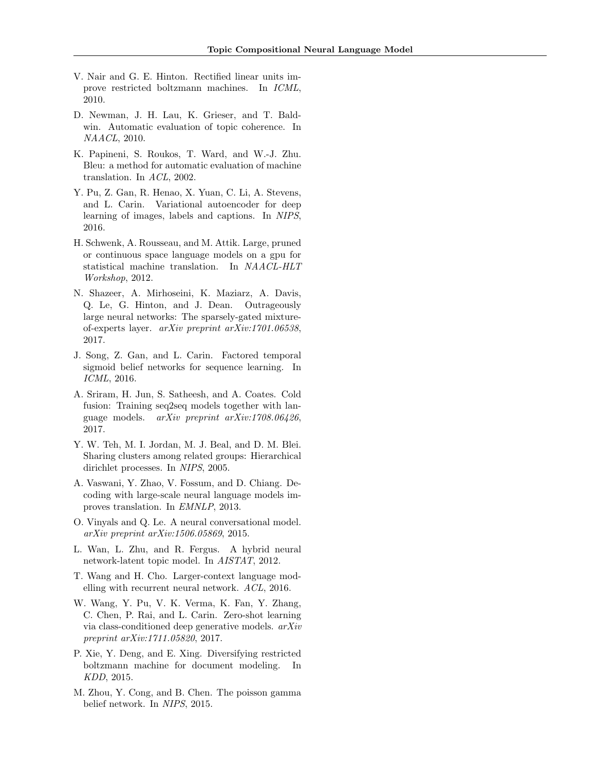V. Nair and G. E. Hinton. Rectified linear units improve restricted boltzmann machines. In *ICML*, 2010.

D. Newman, J. H. Lau, K. Grieser, and T. Baldwin. Automatic evaluation of topic coherence. In *NAACL*, 2010.

K. Papineni, S. Roukos, T. Ward, and W.-J. Zhu. Bleu: a method for automatic evaluation of machine translation. In *ACL*, 2002.

Y. Pu, Z. Gan, R. Henao, X. Yuan, C. Li, A. Stevens, and L. Carin. Variational autoencoder for deep learning of images, labels and captions. In *NIPS*, 2016.

H. Schwenk, A. Rousseau, and M. Attik. Large, pruned or continuous space language models on a gpu for statistical machine translation. In *NAACL-HLT Workshop*, 2012.

N. Shazeer, A. Mirhoseini, K. Maziarz, A. Davis, Q. Le, G. Hinton, and J. Dean. Outrageously large neural networks: The sparsely-gated mixture-of-experts layer. *arXiv preprint arXiv:1701.06538*, 2017.

J. Song, Z. Gan, and L. Carin. Factored temporal sigmoid belief networks for sequence learning. In *ICML*, 2016.

A. Sriram, H. Jun, S. Satheesh, and A. Coates. Cold fusion: Training seq2seq models together with language models. *arXiv preprint arXiv:1708.06426*, 2017.

Y. W. Teh, M. I. Jordan, M. J. Beal, and D. M. Blei. Sharing clusters among related groups: Hierarchical dirichlet processes. In *NIPS*, 2005.

A. Vaswani, Y. Zhao, V. Fossum, and D. Chiang. Decoding with large-scale neural language models improves translation. In *EMNLP*, 2013.

O. Vinyals and Q. Le. A neural conversational model. *arXiv preprint arXiv:1506.05869*, 2015.

L. Wan, L. Zhu, and R. Fergus. A hybrid neural network-latent topic model. In *AISTAT*, 2012.

T. Wang and H. Cho. Larger-context language modelling with recurrent neural network. *ACL*, 2016.

W. Wang, Y. Pu, V. K. Verma, K. Fan, Y. Zhang, C. Chen, P. Rai, and L. Carin. Zero-shot learning via class-conditioned deep generative models. *arXiv preprint arXiv:1711.05820*, 2017.

P. Xie, Y. Deng, and E. Xing. Diversifying restricted boltzmann machine for document modeling. In *KDD*, 2015.

M. Zhou, Y. Cong, and B. Chen. The poisson gamma belief network. In *NIPS*, 2015.